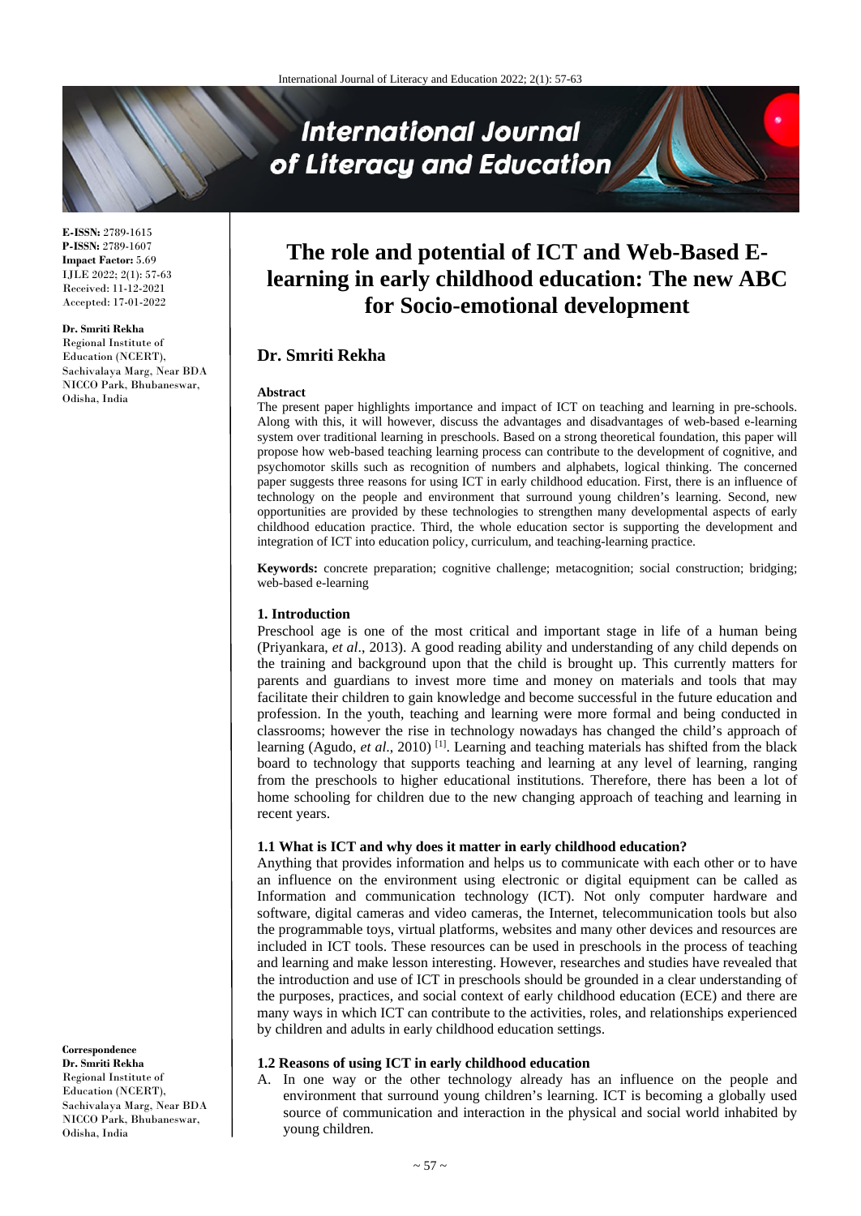**E-ISSN:** 2789-1615
**P-ISSN:** 2789-1607
**Impact Factor:** 5.69
IJLE 2022; 2(1): 57-63
Received: 11-12-2021
Accepted: 17-01-2022

**Dr. Smriti Rekha**
Regional Institute of Education (NCERT), Sachivalaya Marg, Near BDA NICCO Park, Bhubaneswar, Odisha, India

**Correspondence**
**Dr. Smriti Rekha**
Regional Institute of Education (NCERT), Sachivalaya Marg, Near BDA NICCO Park, Bhubaneswar, Odisha, India

# The role and potential of ICT and Web-Based E-learning in early childhood education: The new ABC for Socio-emotional development

## Dr. Smriti Rekha

**Abstract**

The present paper highlights importance and impact of ICT on teaching and learning in pre-schools. Along with this, it will however, discuss the advantages and disadvantages of web-based e-learning system over traditional learning in preschools. Based on a strong theoretical foundation, this paper will propose how web-based teaching learning process can contribute to the development of cognitive, and psychomotor skills such as recognition of numbers and alphabets, logical thinking. The concerned paper suggests three reasons for using ICT in early childhood education. First, there is an influence of technology on the people and environment that surround young children's learning. Second, new opportunities are provided by these technologies to strengthen many developmental aspects of early childhood education practice. Third, the whole education sector is supporting the development and integration of ICT into education policy, curriculum, and teaching-learning practice.

**Keywords:** concrete preparation; cognitive challenge; metacognition; social construction; bridging; web-based e-learning

### 1. Introduction

Preschool age is one of the most critical and important stage in life of a human being (Priyankara, *et al*., 2013). A good reading ability and understanding of any child depends on the training and background upon that the child is brought up. This currently matters for parents and guardians to invest more time and money on materials and tools that may facilitate their children to gain knowledge and become successful in the future education and profession. In the youth, teaching and learning were more formal and being conducted in classrooms; however the rise in technology nowadays has changed the child's approach of learning (Agudo, *et al*., 2010) [1]. Learning and teaching materials has shifted from the black board to technology that supports teaching and learning at any level of learning, ranging from the preschools to higher educational institutions. Therefore, there has been a lot of home schooling for children due to the new changing approach of teaching and learning in recent years.

### 1.1 What is ICT and why does it matter in early childhood education?

Anything that provides information and helps us to communicate with each other or to have an influence on the environment using electronic or digital equipment can be called as Information and communication technology (ICT). Not only computer hardware and software, digital cameras and video cameras, the Internet, telecommunication tools but also the programmable toys, virtual platforms, websites and many other devices and resources are included in ICT tools. These resources can be used in preschools in the process of teaching and learning and make lesson interesting. However, researches and studies have revealed that the introduction and use of ICT in preschools should be grounded in a clear understanding of the purposes, practices, and social context of early childhood education (ECE) and there are many ways in which ICT can contribute to the activities, roles, and relationships experienced by children and adults in early childhood education settings.

### 1.2 Reasons of using ICT in early childhood education

A. In one way or the other technology already has an influence on the people and environment that surround young children's learning. ICT is becoming a globally used source of communication and interaction in the physical and social world inhabited by young children.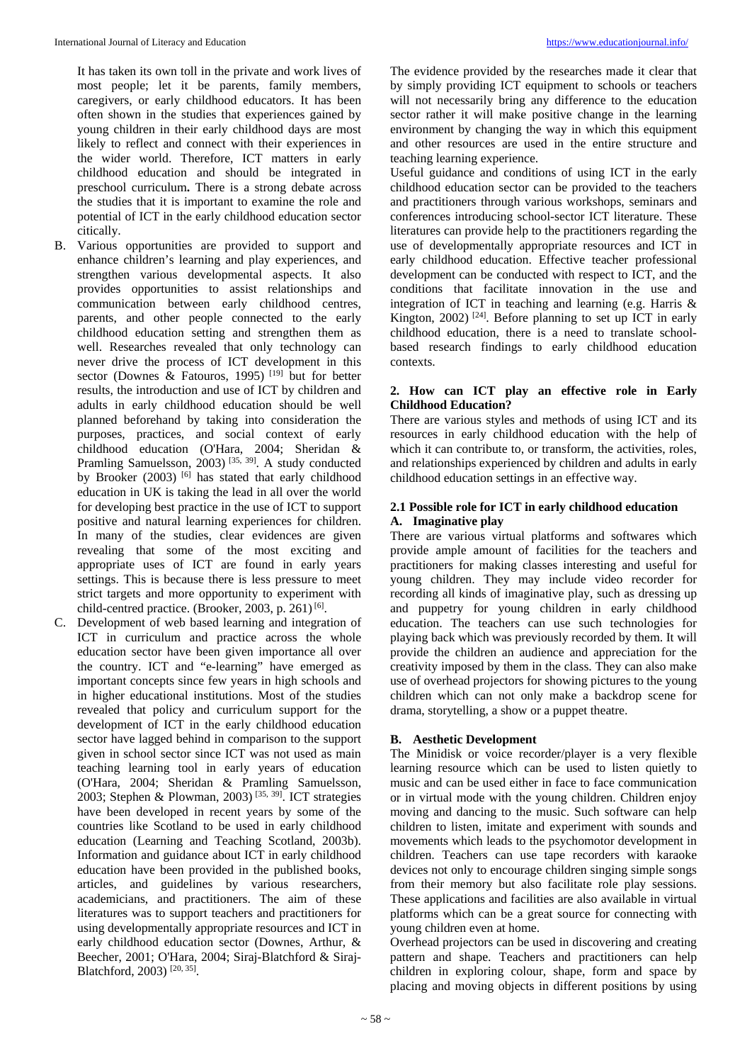It has taken its own toll in the private and work lives of most people; let it be parents, family members, caregivers, or early childhood educators. It has been often shown in the studies that experiences gained by young children in their early childhood days are most likely to reflect and connect with their experiences in the wider world. Therefore, ICT matters in early childhood education and should be integrated in preschool curriculum**.** There is a strong debate across the studies that it is important to examine the role and potential of ICT in the early childhood education sector citically.

B. Various opportunities are provided to support and enhance children's learning and play experiences, and strengthen various developmental aspects. It also provides opportunities to assist relationships and communication between early childhood centres, parents, and other people connected to the early childhood education setting and strengthen them as well. Researches revealed that only technology can never drive the process of ICT development in this sector (Downes & Fatouros, 1995) [19] but for better results, the introduction and use of ICT by children and adults in early childhood education should be well planned beforehand by taking into consideration the purposes, practices, and social context of early childhood education (O'Hara, 2004; Sheridan & Pramling Samuelsson, 2003) [35, 39]. A study conducted by Brooker (2003) [6] has stated that early childhood education in UK is taking the lead in all over the world for developing best practice in the use of ICT to support positive and natural learning experiences for children. In many of the studies, clear evidences are given revealing that some of the most exciting and appropriate uses of ICT are found in early years settings. This is because there is less pressure to meet strict targets and more opportunity to experiment with child-centred practice. (Brooker, 2003, p. 261) [6].

C. Development of web based learning and integration of ICT in curriculum and practice across the whole education sector have been given importance all over the country. ICT and "e-learning" have emerged as important concepts since few years in high schools and in higher educational institutions. Most of the studies revealed that policy and curriculum support for the development of ICT in the early childhood education sector have lagged behind in comparison to the support given in school sector since ICT was not used as main teaching learning tool in early years of education (O'Hara, 2004; Sheridan & Pramling Samuelsson, 2003; Stephen & Plowman, 2003) [35, 39]. ICT strategies have been developed in recent years by some of the countries like Scotland to be used in early childhood education (Learning and Teaching Scotland, 2003b). Information and guidance about ICT in early childhood education have been provided in the published books, articles, and guidelines by various researchers, academicians, and practitioners. The aim of these literatures was to support teachers and practitioners for using developmentally appropriate resources and ICT in early childhood education sector (Downes, Arthur, & Beecher, 2001; O'Hara, 2004; Siraj-Blatchford & Siraj-Blatchford, 2003) [20, 35].

The evidence provided by the researches made it clear that by simply providing ICT equipment to schools or teachers will not necessarily bring any difference to the education sector rather it will make positive change in the learning environment by changing the way in which this equipment and other resources are used in the entire structure and teaching learning experience.

Useful guidance and conditions of using ICT in the early childhood education sector can be provided to the teachers and practitioners through various workshops, seminars and conferences introducing school-sector ICT literature. These literatures can provide help to the practitioners regarding the use of developmentally appropriate resources and ICT in early childhood education. Effective teacher professional development can be conducted with respect to ICT, and the conditions that facilitate innovation in the use and integration of ICT in teaching and learning (e.g. Harris & Kington, 2002) [24]. Before planning to set up ICT in early childhood education, there is a need to translate school-based research findings to early childhood education contexts.

## 2. How can ICT play an effective role in Early Childhood Education?

There are various styles and methods of using ICT and its resources in early childhood education with the help of which it can contribute to, or transform, the activities, roles, and relationships experienced by children and adults in early childhood education settings in an effective way.

### 2.1 Possible role for ICT in early childhood education

**A. Imaginative play**

There are various virtual platforms and softwares which provide ample amount of facilities for the teachers and practitioners for making classes interesting and useful for young children. They may include video recorder for recording all kinds of imaginative play, such as dressing up and puppetry for young children in early childhood education. The teachers can use such technologies for playing back which was previously recorded by them. It will provide the children an audience and appreciation for the creativity imposed by them in the class. They can also make use of overhead projectors for showing pictures to the young children which can not only make a backdrop scene for drama, storytelling, a show or a puppet theatre.

**B. Aesthetic Development**

The Minidisk or voice recorder/player is a very flexible learning resource which can be used to listen quietly to music and can be used either in face to face communication or in virtual mode with the young children. Children enjoy moving and dancing to the music. Such software can help children to listen, imitate and experiment with sounds and movements which leads to the psychomotor development in children. Teachers can use tape recorders with karaoke devices not only to encourage children singing simple songs from their memory but also facilitate role play sessions. These applications and facilities are also available in virtual platforms which can be a great source for connecting with young children even at home.

Overhead projectors can be used in discovering and creating pattern and shape. Teachers and practitioners can help children in exploring colour, shape, form and space by placing and moving objects in different positions by using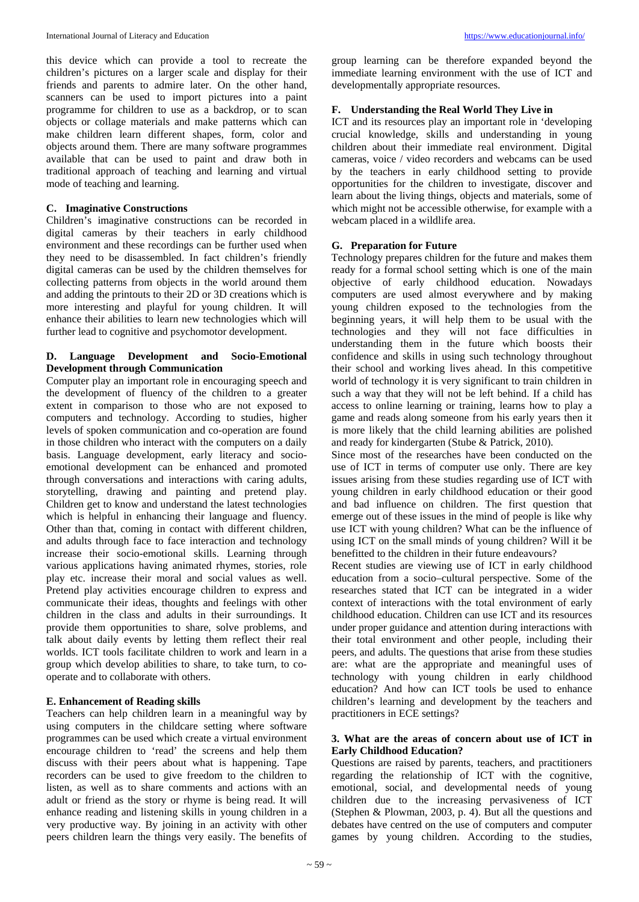this device which can provide a tool to recreate the children's pictures on a larger scale and display for their friends and parents to admire later. On the other hand, scanners can be used to import pictures into a paint programme for children to use as a backdrop, or to scan objects or collage materials and make patterns which can make children learn different shapes, form, color and objects around them. There are many software programmes available that can be used to paint and draw both in traditional approach of teaching and learning and virtual mode of teaching and learning.

### C. Imaginative Constructions

Children's imaginative constructions can be recorded in digital cameras by their teachers in early childhood environment and these recordings can be further used when they need to be disassembled. In fact children's friendly digital cameras can be used by the children themselves for collecting patterns from objects in the world around them and adding the printouts to their 2D or 3D creations which is more interesting and playful for young children. It will enhance their abilities to learn new technologies which will further lead to cognitive and psychomotor development.

### D. Language Development and Socio-Emotional Development through Communication

Computer play an important role in encouraging speech and the development of fluency of the children to a greater extent in comparison to those who are not exposed to computers and technology. According to studies, higher levels of spoken communication and co-operation are found in those children who interact with the computers on a daily basis. Language development, early literacy and socio-emotional development can be enhanced and promoted through conversations and interactions with caring adults, storytelling, drawing and painting and pretend play. Children get to know and understand the latest technologies which is helpful in enhancing their language and fluency. Other than that, coming in contact with different children, and adults through face to face interaction and technology increase their socio-emotional skills. Learning through various applications having animated rhymes, stories, role play etc. increase their moral and social values as well. Pretend play activities encourage children to express and communicate their ideas, thoughts and feelings with other children in the class and adults in their surroundings. It provide them opportunities to share, solve problems, and talk about daily events by letting them reflect their real worlds. ICT tools facilitate children to work and learn in a group which develop abilities to share, to take turn, to co-operate and to collaborate with others.

### E. Enhancement of Reading skills

Teachers can help children learn in a meaningful way by using computers in the childcare setting where software programmes can be used which create a virtual environment encourage children to 'read' the screens and help them discuss with their peers about what is happening. Tape recorders can be used to give freedom to the children to listen, as well as to share comments and actions with an adult or friend as the story or rhyme is being read. It will enhance reading and listening skills in young children in a very productive way. By joining in an activity with other peers children learn the things very easily. The benefits of group learning can be therefore expanded beyond the immediate learning environment with the use of ICT and developmentally appropriate resources.

### F. Understanding the Real World They Live in

ICT and its resources play an important role in 'developing crucial knowledge, skills and understanding in young children about their immediate real environment. Digital cameras, voice / video recorders and webcams can be used by the teachers in early childhood setting to provide opportunities for the children to investigate, discover and learn about the living things, objects and materials, some of which might not be accessible otherwise, for example with a webcam placed in a wildlife area.

### G. Preparation for Future

Technology prepares children for the future and makes them ready for a formal school setting which is one of the main objective of early childhood education. Nowadays computers are used almost everywhere and by making young children exposed to the technologies from the beginning years, it will help them to be usual with the technologies and they will not face difficulties in understanding them in the future which boosts their confidence and skills in using such technology throughout their school and working lives ahead. In this competitive world of technology it is very significant to train children in such a way that they will not be left behind. If a child has access to online learning or training, learns how to play a game and reads along someone from his early years then it is more likely that the child learning abilities are polished and ready for kindergarten (Stube & Patrick, 2010).

Since most of the researches have been conducted on the use of ICT in terms of computer use only. There are key issues arising from these studies regarding use of ICT with young children in early childhood education or their good and bad influence on children. The first question that emerge out of these issues in the mind of people is like why use ICT with young children? What can be the influence of using ICT on the small minds of young children? Will it be benefitted to the children in their future endeavours?

Recent studies are viewing use of ICT in early childhood education from a socio–cultural perspective. Some of the researches stated that ICT can be integrated in a wider context of interactions with the total environment of early childhood education. Children can use ICT and its resources under proper guidance and attention during interactions with their total environment and other people, including their peers, and adults. The questions that arise from these studies are: what are the appropriate and meaningful uses of technology with young children in early childhood education? And how can ICT tools be used to enhance children's learning and development by the teachers and practitioners in ECE settings?

## 3. What are the areas of concern about use of ICT in Early Childhood Education?

Questions are raised by parents, teachers, and practitioners regarding the relationship of ICT with the cognitive, emotional, social, and developmental needs of young children due to the increasing pervasiveness of ICT (Stephen & Plowman, 2003, p. 4). But all the questions and debates have centred on the use of computers and computer games by young children. According to the studies,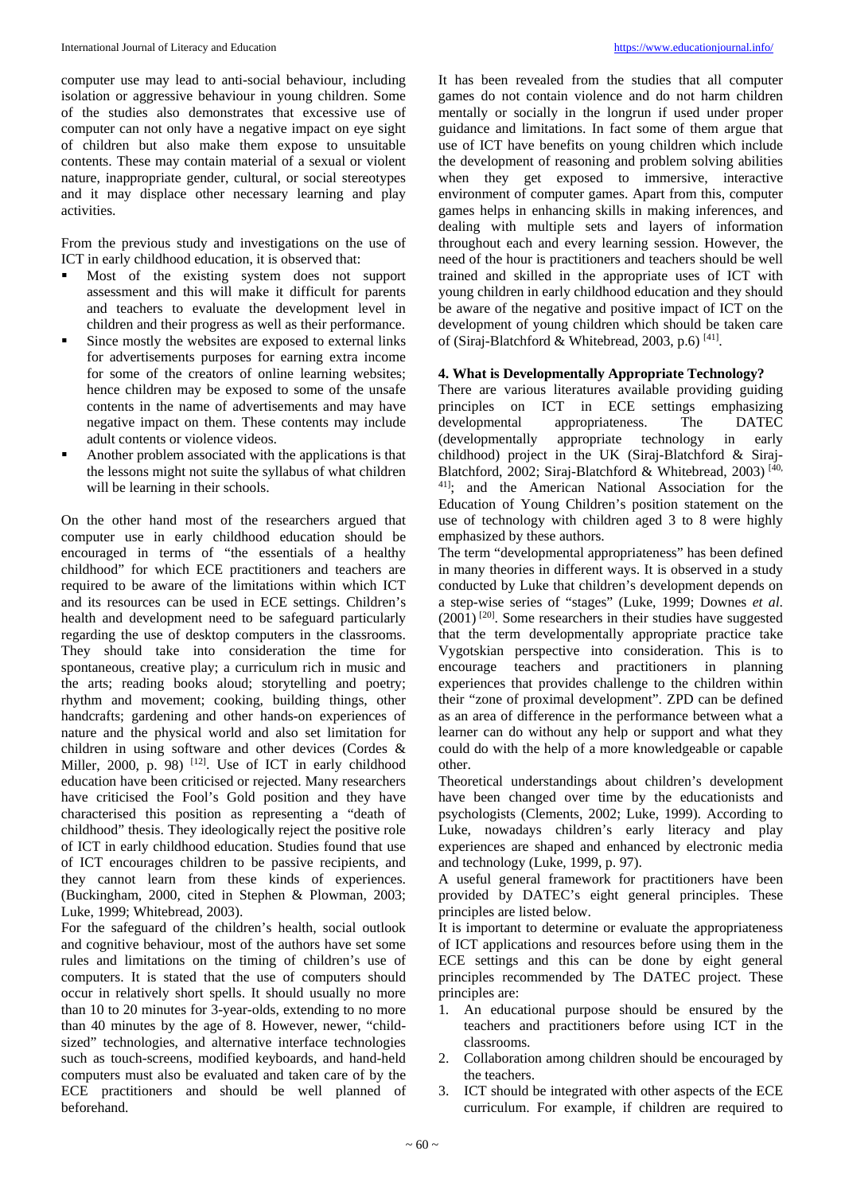computer use may lead to anti-social behaviour, including isolation or aggressive behaviour in young children. Some of the studies also demonstrates that excessive use of computer can not only have a negative impact on eye sight of children but also make them expose to unsuitable contents. These may contain material of a sexual or violent nature, inappropriate gender, cultural, or social stereotypes and it may displace other necessary learning and play activities.

From the previous study and investigations on the use of ICT in early childhood education, it is observed that:

- Most of the existing system does not support assessment and this will make it difficult for parents and teachers to evaluate the development level in children and their progress as well as their performance.
- Since mostly the websites are exposed to external links for advertisements purposes for earning extra income for some of the creators of online learning websites; hence children may be exposed to some of the unsafe contents in the name of advertisements and may have negative impact on them. These contents may include adult contents or violence videos.
- Another problem associated with the applications is that the lessons might not suite the syllabus of what children will be learning in their schools.

On the other hand most of the researchers argued that computer use in early childhood education should be encouraged in terms of "the essentials of a healthy childhood" for which ECE practitioners and teachers are required to be aware of the limitations within which ICT and its resources can be used in ECE settings. Children's health and development need to be safeguard particularly regarding the use of desktop computers in the classrooms. They should take into consideration the time for spontaneous, creative play; a curriculum rich in music and the arts; reading books aloud; storytelling and poetry; rhythm and movement; cooking, building things, other handcrafts; gardening and other hands-on experiences of nature and the physical world and also set limitation for children in using software and other devices (Cordes & Miller, 2000, p. 98) [12]. Use of ICT in early childhood education have been criticised or rejected. Many researchers have criticised the Fool's Gold position and they have characterised this position as representing a "death of childhood" thesis. They ideologically reject the positive role of ICT in early childhood education. Studies found that use of ICT encourages children to be passive recipients, and they cannot learn from these kinds of experiences. (Buckingham, 2000, cited in Stephen & Plowman, 2003; Luke, 1999; Whitebread, 2003).

For the safeguard of the children's health, social outlook and cognitive behaviour, most of the authors have set some rules and limitations on the timing of children's use of computers. It is stated that the use of computers should occur in relatively short spells. It should usually no more than 10 to 20 minutes for 3-year-olds, extending to no more than 40 minutes by the age of 8. However, newer, "child-sized" technologies, and alternative interface technologies such as touch-screens, modified keyboards, and hand-held computers must also be evaluated and taken care of by the ECE practitioners and should be well planned of beforehand.

It has been revealed from the studies that all computer games do not contain violence and do not harm children mentally or socially in the longrun if used under proper guidance and limitations. In fact some of them argue that use of ICT have benefits on young children which include the development of reasoning and problem solving abilities when they get exposed to immersive, interactive environment of computer games. Apart from this, computer games helps in enhancing skills in making inferences, and dealing with multiple sets and layers of information throughout each and every learning session. However, the need of the hour is practitioners and teachers should be well trained and skilled in the appropriate uses of ICT with young children in early childhood education and they should be aware of the negative and positive impact of ICT on the development of young children which should be taken care of (Siraj-Blatchford & Whitebread, 2003, p.6) [41].

## 4. What is Developmentally Appropriate Technology?

There are various literatures available providing guiding principles on ICT in ECE settings emphasizing developmental appropriateness. The DATEC (developmentally appropriate technology in early childhood) project in the UK (Siraj-Blatchford & Siraj-Blatchford, 2002; Siraj-Blatchford & Whitebread, 2003) [40, 41]; and the American National Association for the Education of Young Children's position statement on the use of technology with children aged 3 to 8 were highly emphasized by these authors.

The term "developmental appropriateness" has been defined in many theories in different ways. It is observed in a study conducted by Luke that children's development depends on a step-wise series of "stages" (Luke, 1999; Downes *et al*. (2001) [20]. Some researchers in their studies have suggested that the term developmentally appropriate practice take Vygotskian perspective into consideration. This is to encourage teachers and practitioners in planning experiences that provides challenge to the children within their "zone of proximal development". ZPD can be defined as an area of difference in the performance between what a learner can do without any help or support and what they could do with the help of a more knowledgeable or capable other.

Theoretical understandings about children's development have been changed over time by the educationists and psychologists (Clements, 2002; Luke, 1999). According to Luke, nowadays children's early literacy and play experiences are shaped and enhanced by electronic media and technology (Luke, 1999, p. 97).

A useful general framework for practitioners have been provided by DATEC's eight general principles. These principles are listed below.

It is important to determine or evaluate the appropriateness of ICT applications and resources before using them in the ECE settings and this can be done by eight general principles recommended by The DATEC project. These principles are:

1. An educational purpose should be ensured by the teachers and practitioners before using ICT in the classrooms.
2. Collaboration among children should be encouraged by the teachers.
3. ICT should be integrated with other aspects of the ECE curriculum. For example, if children are required to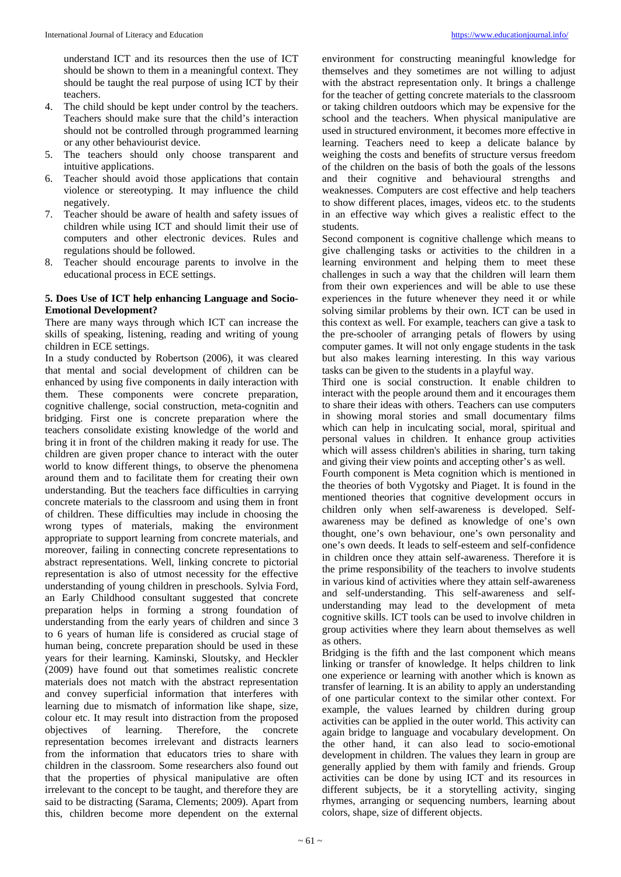understand ICT and its resources then the use of ICT should be shown to them in a meaningful context. They should be taught the real purpose of using ICT by their teachers.

4. The child should be kept under control by the teachers. Teachers should make sure that the child's interaction should not be controlled through programmed learning or any other behaviourist device.
5. The teachers should only choose transparent and intuitive applications.
6. Teacher should avoid those applications that contain violence or stereotyping. It may influence the child negatively.
7. Teacher should be aware of health and safety issues of children while using ICT and should limit their use of computers and other electronic devices. Rules and regulations should be followed.
8. Teacher should encourage parents to involve in the educational process in ECE settings.

**5. Does Use of ICT help enhancing Language and Socio-Emotional Development?**

There are many ways through which ICT can increase the skills of speaking, listening, reading and writing of young children in ECE settings.

In a study conducted by Robertson (2006), it was cleared that mental and social development of children can be enhanced by using five components in daily interaction with them. These components were concrete preparation, cognitive challenge, social construction, meta-cognitin and bridging. First one is concrete preparation where the teachers consolidate existing knowledge of the world and bring it in front of the children making it ready for use. The children are given proper chance to interact with the outer world to know different things, to observe the phenomena around them and to facilitate them for creating their own understanding. But the teachers face difficulties in carrying concrete materials to the classroom and using them in front of children. These difficulties may include in choosing the wrong types of materials, making the environment appropriate to support learning from concrete materials, and moreover, failing in connecting concrete representations to abstract representations. Well, linking concrete to pictorial representation is also of utmost necessity for the effective understanding of young children in preschools. Sylvia Ford, an Early Childhood consultant suggested that concrete preparation helps in forming a strong foundation of understanding from the early years of children and since 3 to 6 years of human life is considered as crucial stage of human being, concrete preparation should be used in these years for their learning. Kaminski, Sloutsky, and Heckler (2009) have found out that sometimes realistic concrete materials does not match with the abstract representation and convey superficial information that interferes with learning due to mismatch of information like shape, size, colour etc. It may result into distraction from the proposed objectives of learning. Therefore, the concrete representation becomes irrelevant and distracts learners from the information that educators tries to share with children in the classroom. Some researchers also found out that the properties of physical manipulative are often irrelevant to the concept to be taught, and therefore they are said to be distracting (Sarama, Clements; 2009). Apart from this, children become more dependent on the external environment for constructing meaningful knowledge for themselves and they sometimes are not willing to adjust with the abstract representation only. It brings a challenge for the teacher of getting concrete materials to the classroom or taking children outdoors which may be expensive for the school and the teachers. When physical manipulative are used in structured environment, it becomes more effective in learning. Teachers need to keep a delicate balance by weighing the costs and benefits of structure versus freedom of the children on the basis of both the goals of the lessons and their cognitive and behavioural strengths and weaknesses. Computers are cost effective and help teachers to show different places, images, videos etc. to the students in an effective way which gives a realistic effect to the students.

Second component is cognitive challenge which means to give challenging tasks or activities to the children in a learning environment and helping them to meet these challenges in such a way that the children will learn them from their own experiences and will be able to use these experiences in the future whenever they need it or while solving similar problems by their own. ICT can be used in this context as well. For example, teachers can give a task to the pre-schooler of arranging petals of flowers by using computer games. It will not only engage students in the task but also makes learning interesting. In this way various tasks can be given to the students in a playful way.

Third one is social construction. It enable children to interact with the people around them and it encourages them to share their ideas with others. Teachers can use computers in showing moral stories and small documentary films which can help in inculcating social, moral, spiritual and personal values in children. It enhance group activities which will assess children's abilities in sharing, turn taking and giving their view points and accepting other's as well.

Fourth component is Meta cognition which is mentioned in the theories of both Vygotsky and Piaget. It is found in the mentioned theories that cognitive development occurs in children only when self-awareness is developed. Self-awareness may be defined as knowledge of one's own thought, one's own behaviour, one's own personality and one's own deeds. It leads to self-esteem and self-confidence in children once they attain self-awareness. Therefore it is the prime responsibility of the teachers to involve students in various kind of activities where they attain self-awareness and self-understanding. This self-awareness and self-understanding may lead to the development of meta cognitive skills. ICT tools can be used to involve children in group activities where they learn about themselves as well as others.

Bridging is the fifth and the last component which means linking or transfer of knowledge. It helps children to link one experience or learning with another which is known as transfer of learning. It is an ability to apply an understanding of one particular context to the similar other context. For example, the values learned by children during group activities can be applied in the outer world. This activity can again bridge to language and vocabulary development. On the other hand, it can also lead to socio-emotional development in children. The values they learn in group are generally applied by them with family and friends. Group activities can be done by using ICT and its resources in different subjects, be it a storytelling activity, singing rhymes, arranging or sequencing numbers, learning about colors, shape, size of different objects.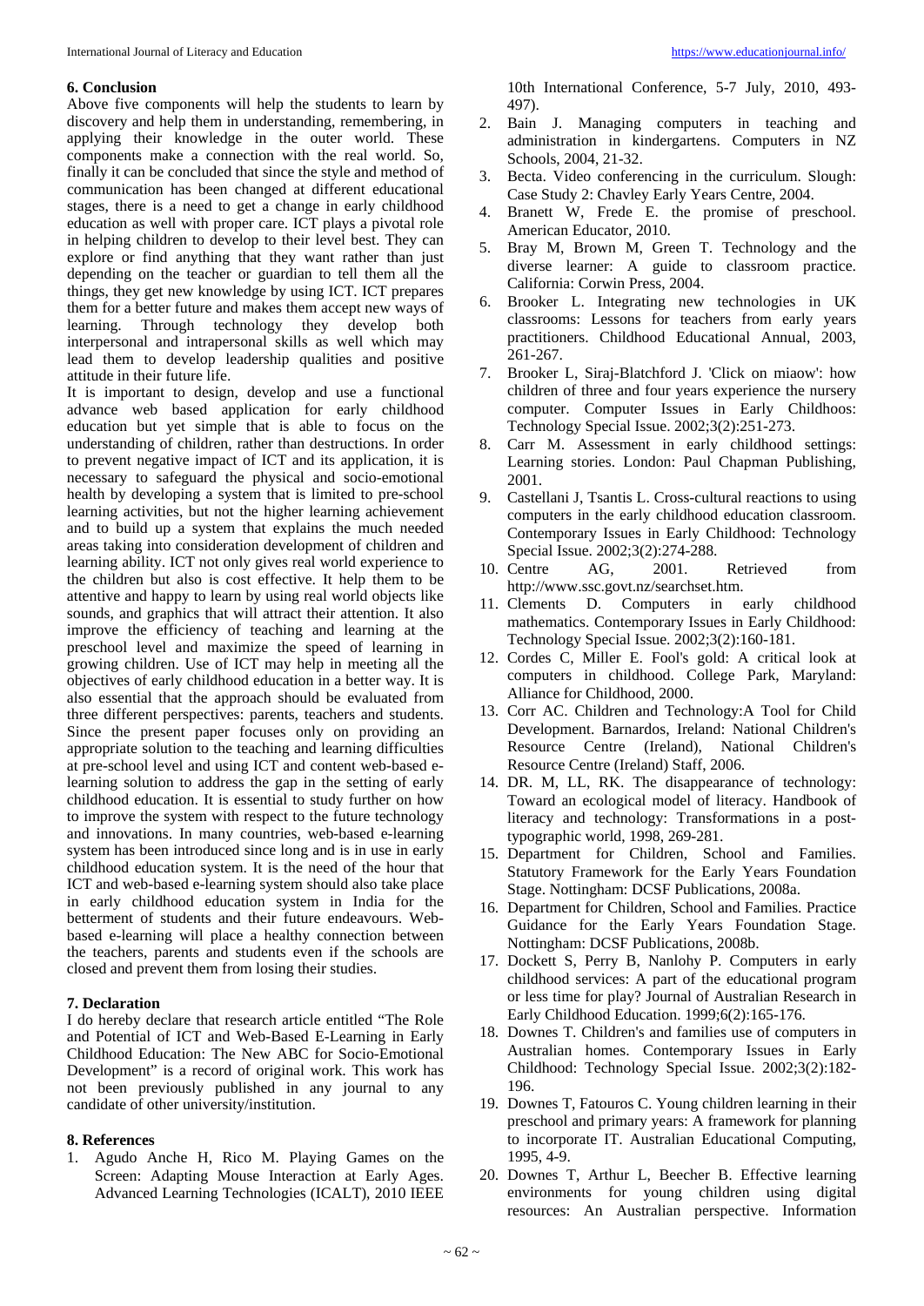## 6. Conclusion

Above five components will help the students to learn by discovery and help them in understanding, remembering, in applying their knowledge in the outer world. These components make a connection with the real world. So, finally it can be concluded that since the style and method of communication has been changed at different educational stages, there is a need to get a change in early childhood education as well with proper care. ICT plays a pivotal role in helping children to develop to their level best. They can explore or find anything that they want rather than just depending on the teacher or guardian to tell them all the things, they get new knowledge by using ICT. ICT prepares them for a better future and makes them accept new ways of learning. Through technology they develop both interpersonal and intrapersonal skills as well which may lead them to develop leadership qualities and positive attitude in their future life.

It is important to design, develop and use a functional advance web based application for early childhood education but yet simple that is able to focus on the understanding of children, rather than destructions. In order to prevent negative impact of ICT and its application, it is necessary to safeguard the physical and socio-emotional health by developing a system that is limited to pre-school learning activities, but not the higher learning achievement and to build up a system that explains the much needed areas taking into consideration development of children and learning ability. ICT not only gives real world experience to the children but also is cost effective. It help them to be attentive and happy to learn by using real world objects like sounds, and graphics that will attract their attention. It also improve the efficiency of teaching and learning at the preschool level and maximize the speed of learning in growing children. Use of ICT may help in meeting all the objectives of early childhood education in a better way. It is also essential that the approach should be evaluated from three different perspectives: parents, teachers and students. Since the present paper focuses only on providing an appropriate solution to the teaching and learning difficulties at pre-school level and using ICT and content web-based e-learning solution to address the gap in the setting of early childhood education. It is essential to study further on how to improve the system with respect to the future technology and innovations. In many countries, web-based e-learning system has been introduced since long and is in use in early childhood education system. It is the need of the hour that ICT and web-based e-learning system should also take place in early childhood education system in India for the betterment of students and their future endeavours. Web-based e-learning will place a healthy connection between the teachers, parents and students even if the schools are closed and prevent them from losing their studies.

## 7. Declaration

I do hereby declare that research article entitled "The Role and Potential of ICT and Web-Based E-Learning in Early Childhood Education: The New ABC for Socio-Emotional Development" is a record of original work. This work has not been previously published in any journal to any candidate of other university/institution.

## 8. References

1. Agudo Anche H, Rico M. Playing Games on the Screen: Adapting Mouse Interaction at Early Ages. Advanced Learning Technologies (ICALT), 2010 IEEE 10th International Conference, 5-7 July, 2010, 493-497).
2. Bain J. Managing computers in teaching and administration in kindergartens. Computers in NZ Schools, 2004, 21-32.
3. Becta. Video conferencing in the curriculum. Slough: Case Study 2: Chavley Early Years Centre, 2004.
4. Branett W, Frede E. the promise of preschool. American Educator, 2010.
5. Bray M, Brown M, Green T. Technology and the diverse learner: A guide to classroom practice. California: Corwin Press, 2004.
6. Brooker L. Integrating new technologies in UK classrooms: Lessons for teachers from early years practitioners. Childhood Educational Annual, 2003, 261-267.
7. Brooker L, Siraj-Blatchford J. 'Click on miaow': how children of three and four years experience the nursery computer. Computer Issues in Early Childhoos: Technology Special Issue. 2002;3(2):251-273.
8. Carr M. Assessment in early childhood settings: Learning stories. London: Paul Chapman Publishing, 2001.
9. Castellani J, Tsantis L. Cross-cultural reactions to using computers in the early childhood education classroom. Contemporary Issues in Early Childhood: Technology Special Issue. 2002;3(2):274-288.
10. Centre AG, 2001. Retrieved from http://www.ssc.govt.nz/searchset.htm.
11. Clements D. Computers in early childhood mathematics. Contemporary Issues in Early Childhood: Technology Special Issue. 2002;3(2):160-181.
12. Cordes C, Miller E. Fool's gold: A critical look at computers in childhood. College Park, Maryland: Alliance for Childhood, 2000.
13. Corr AC. Children and Technology:A Tool for Child Development. Barnardos, Ireland: National Children's Resource Centre (Ireland), National Children's Resource Centre (Ireland) Staff, 2006.
14. DR. M, LL, RK. The disappearance of technology: Toward an ecological model of literacy. Handbook of literacy and technology: Transformations in a post-typographic world, 1998, 269-281.
15. Department for Children, School and Families. Statutory Framework for the Early Years Foundation Stage. Nottingham: DCSF Publications, 2008a.
16. Department for Children, School and Families. Practice Guidance for the Early Years Foundation Stage. Nottingham: DCSF Publications, 2008b.
17. Dockett S, Perry B, Nanlohy P. Computers in early childhood services: A part of the educational program or less time for play? Journal of Australian Research in Early Childhood Education. 1999;6(2):165-176.
18. Downes T. Children's and families use of computers in Australian homes. Contemporary Issues in Early Childhood: Technology Special Issue. 2002;3(2):182-196.
19. Downes T, Fatouros C. Young children learning in their preschool and primary years: A framework for planning to incorporate IT. Australian Educational Computing, 1995, 4-9.
20. Downes T, Arthur L, Beecher B. Effective learning environments for young children using digital resources: An Australian perspective. Information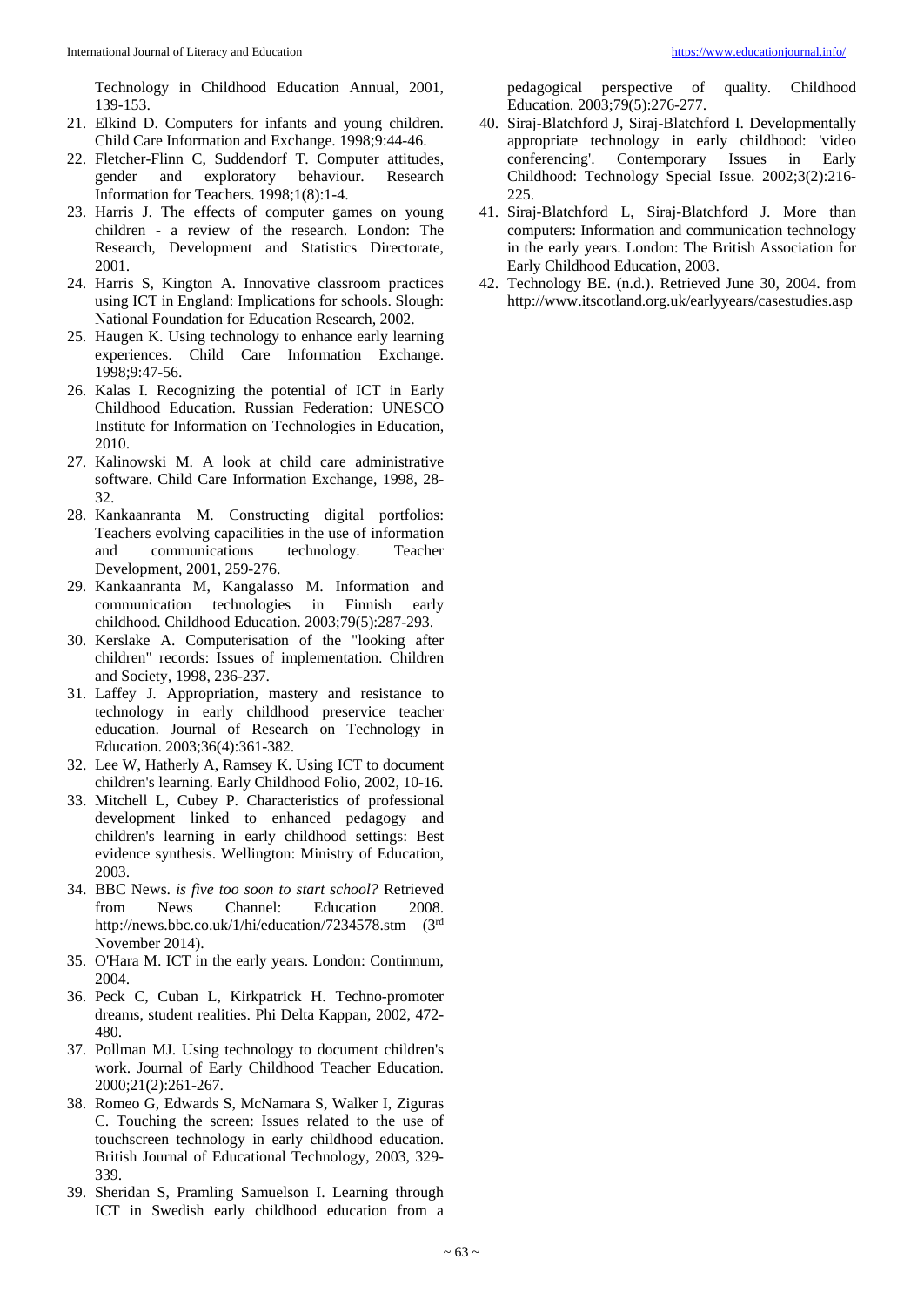Technology in Childhood Education Annual, 2001, 139-153.

21. Elkind D. Computers for infants and young children. Child Care Information and Exchange. 1998;9:44-46.
22. Fletcher-Flinn C, Suddendorf T. Computer attitudes, gender and exploratory behaviour. Research Information for Teachers. 1998;1(8):1-4.
23. Harris J. The effects of computer games on young children - a review of the research. London: The Research, Development and Statistics Directorate, 2001.
24. Harris S, Kington A. Innovative classroom practices using ICT in England: Implications for schools. Slough: National Foundation for Education Research, 2002.
25. Haugen K. Using technology to enhance early learning experiences. Child Care Information Exchange. 1998;9:47-56.
26. Kalas I. Recognizing the potential of ICT in Early Childhood Education. Russian Federation: UNESCO Institute for Information on Technologies in Education, 2010.
27. Kalinowski M. A look at child care administrative software. Child Care Information Exchange, 1998, 28-32.
28. Kankaanranta M. Constructing digital portfolios: Teachers evolving capacities in the use of information and communications technology. Teacher Development, 2001, 259-276.
29. Kankaanranta M, Kangalasso M. Information and communication technologies in Finnish early childhood. Childhood Education. 2003;79(5):287-293.
30. Kerslake A. Computerisation of the "looking after children" records: Issues of implementation. Children and Society, 1998, 236-237.
31. Laffey J. Appropriation, mastery and resistance to technology in early childhood preservice teacher education. Journal of Research on Technology in Education. 2003;36(4):361-382.
32. Lee W, Hatherly A, Ramsey K. Using ICT to document children's learning. Early Childhood Folio, 2002, 10-16.
33. Mitchell L, Cubey P. Characteristics of professional development linked to enhanced pedagogy and children's learning in early childhood settings: Best evidence synthesis. Wellington: Ministry of Education, 2003.
34. BBC News. *is five too soon to start school?* Retrieved from News Channel: Education 2008. http://news.bbc.co.uk/1/hi/education/7234578.stm (3rd November 2014).
35. O'Hara M. ICT in the early years. London: Continnum, 2004.
36. Peck C, Cuban L, Kirkpatrick H. Techno-promoter dreams, student realities. Phi Delta Kappan, 2002, 472-480.
37. Pollman MJ. Using technology to document children's work. Journal of Early Childhood Teacher Education. 2000;21(2):261-267.
38. Romeo G, Edwards S, McNamara S, Walker I, Ziguras C. Touching the screen: Issues related to the use of touchscreen technology in early childhood education. British Journal of Educational Technology, 2003, 329-339.
39. Sheridan S, Pramling Samuelson I. Learning through ICT in Swedish early childhood education from a pedagogical perspective of quality. Childhood Education. 2003;79(5):276-277.
40. Siraj-Blatchford J, Siraj-Blatchford I. Developmentally appropriate technology in early childhood: 'video conferencing'. Contemporary Issues in Early Childhood: Technology Special Issue. 2002;3(2):216-225.
41. Siraj-Blatchford L, Siraj-Blatchford J. More than computers: Information and communication technology in the early years. London: The British Association for Early Childhood Education, 2003.
42. Technology BE. (n.d.). Retrieved June 30, 2004. from http://www.itscotland.org.uk/earlyyears/casestudies.asp